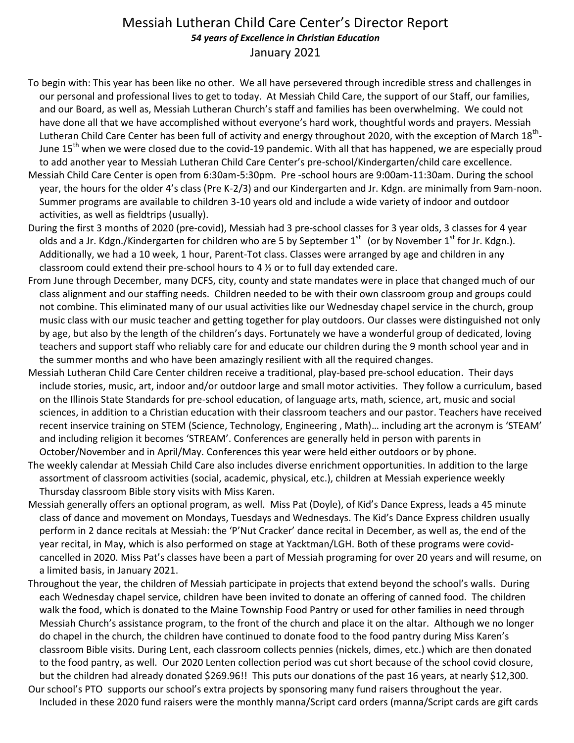# Messiah Lutheran Child Care Center's Director Report

***54 years of Excellence in Christian Education***

January 2021

To begin with: This year has been like no other. We all have persevered through incredible stress and challenges in our personal and professional lives to get to today. At Messiah Child Care, the support of our Staff, our families, and our Board, as well as, Messiah Lutheran Church's staff and families has been overwhelming. We could not have done all that we have accomplished without everyone's hard work, thoughtful words and prayers. Messiah Lutheran Child Care Center has been full of activity and energy throughout 2020, with the exception of March 18th-June 15th when we were closed due to the covid-19 pandemic. With all that has happened, we are especially proud to add another year to Messiah Lutheran Child Care Center's pre-school/Kindergarten/child care excellence.

Messiah Child Care Center is open from 6:30am-5:30pm. Pre -school hours are 9:00am-11:30am. During the school year, the hours for the older 4's class (Pre K-2/3) and our Kindergarten and Jr. Kdgn. are minimally from 9am-noon. Summer programs are available to children 3-10 years old and include a wide variety of indoor and outdoor activities, as well as fieldtrips (usually).

During the first 3 months of 2020 (pre-covid), Messiah had 3 pre-school classes for 3 year olds, 3 classes for 4 year olds and a Jr. Kdgn./Kindergarten for children who are 5 by September 1st (or by November 1st for Jr. Kdgn.). Additionally, we had a 10 week, 1 hour, Parent-Tot class. Classes were arranged by age and children in any classroom could extend their pre-school hours to 4 ½ or to full day extended care.

From June through December, many DCFS, city, county and state mandates were in place that changed much of our class alignment and our staffing needs. Children needed to be with their own classroom group and groups could not combine. This eliminated many of our usual activities like our Wednesday chapel service in the church, group music class with our music teacher and getting together for play outdoors. Our classes were distinguished not only by age, but also by the length of the children's days. Fortunately we have a wonderful group of dedicated, loving teachers and support staff who reliably care for and educate our children during the 9 month school year and in the summer months and who have been amazingly resilient with all the required changes.

Messiah Lutheran Child Care Center children receive a traditional, play-based pre-school education. Their days include stories, music, art, indoor and/or outdoor large and small motor activities. They follow a curriculum, based on the Illinois State Standards for pre-school education, of language arts, math, science, art, music and social sciences, in addition to a Christian education with their classroom teachers and our pastor. Teachers have received recent inservice training on STEM (Science, Technology, Engineering , Math)… including art the acronym is 'STEAM' and including religion it becomes 'STREAM'. Conferences are generally held in person with parents in October/November and in April/May. Conferences this year were held either outdoors or by phone.

The weekly calendar at Messiah Child Care also includes diverse enrichment opportunities. In addition to the large assortment of classroom activities (social, academic, physical, etc.), children at Messiah experience weekly Thursday classroom Bible story visits with Miss Karen.

Messiah generally offers an optional program, as well. Miss Pat (Doyle), of Kid's Dance Express, leads a 45 minute class of dance and movement on Mondays, Tuesdays and Wednesdays. The Kid's Dance Express children usually perform in 2 dance recitals at Messiah: the 'P'Nut Cracker' dance recital in December, as well as, the end of the year recital, in May, which is also performed on stage at Yacktman/LGH. Both of these programs were covid-cancelled in 2020. Miss Pat's classes have been a part of Messiah programing for over 20 years and will resume, on a limited basis, in January 2021.

Throughout the year, the children of Messiah participate in projects that extend beyond the school's walls. During each Wednesday chapel service, children have been invited to donate an offering of canned food. The children walk the food, which is donated to the Maine Township Food Pantry or used for other families in need through Messiah Church's assistance program, to the front of the church and place it on the altar. Although we no longer do chapel in the church, the children have continued to donate food to the food pantry during Miss Karen's classroom Bible visits. During Lent, each classroom collects pennies (nickels, dimes, etc.) which are then donated to the food pantry, as well. Our 2020 Lenten collection period was cut short because of the school covid closure, but the children had already donated $269.96!! This puts our donations of the past 16 years, at nearly $12,300.

Our school's PTO supports our school's extra projects by sponsoring many fund raisers throughout the year. Included in these 2020 fund raisers were the monthly manna/Script card orders (manna/Script cards are gift cards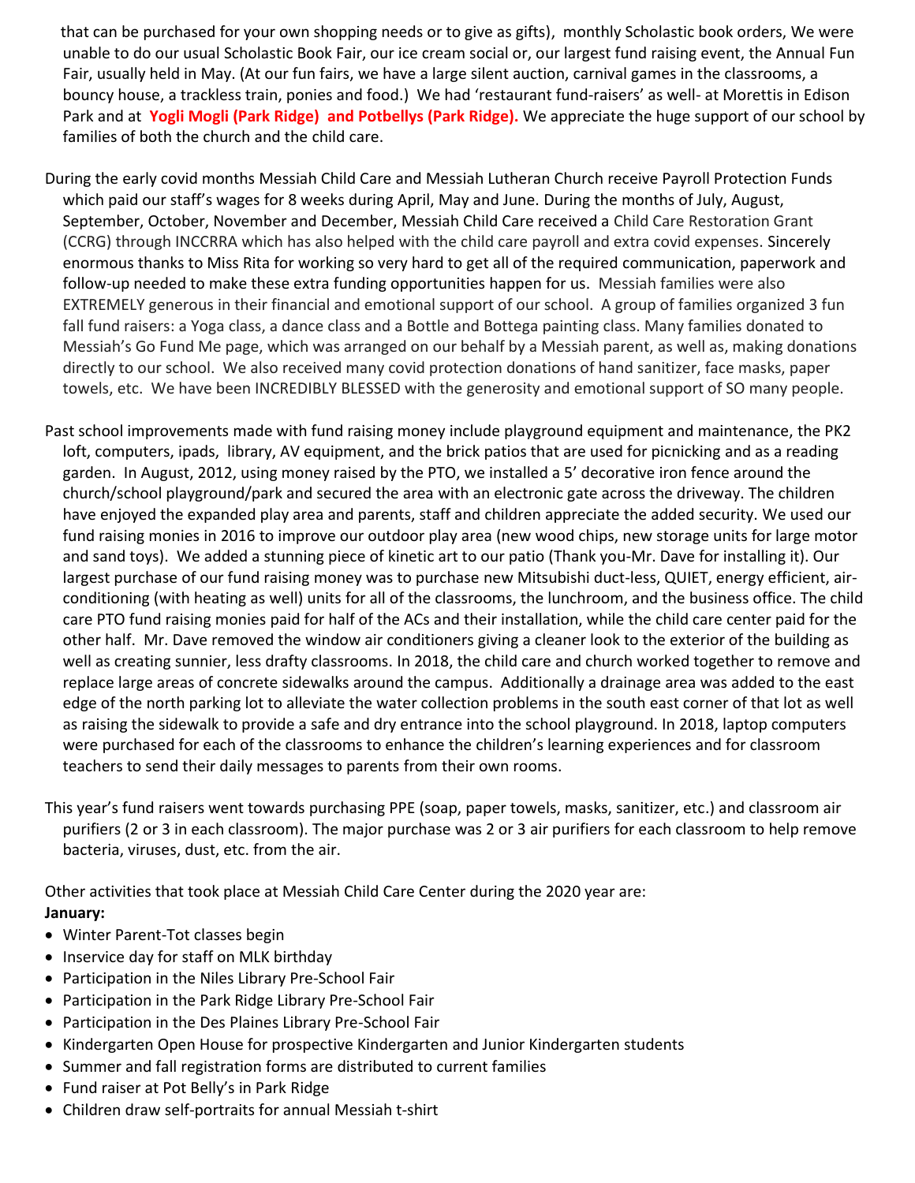that can be purchased for your own shopping needs or to give as gifts), monthly Scholastic book orders, We were unable to do our usual Scholastic Book Fair, our ice cream social or, our largest fund raising event, the Annual Fun Fair, usually held in May. (At our fun fairs, we have a large silent auction, carnival games in the classrooms, a bouncy house, a trackless train, ponies and food.) We had 'restaurant fund-raisers' as well- at Morettis in Edison Park and at **Yogli Mogli (Park Ridge) and Potbellys (Park Ridge).** We appreciate the huge support of our school by families of both the church and the child care.

During the early covid months Messiah Child Care and Messiah Lutheran Church receive Payroll Protection Funds which paid our staff's wages for 8 weeks during April, May and June. During the months of July, August, September, October, November and December, Messiah Child Care received a Child Care Restoration Grant (CCRG) through INCCRRA which has also helped with the child care payroll and extra covid expenses. Sincerely enormous thanks to Miss Rita for working so very hard to get all of the required communication, paperwork and follow-up needed to make these extra funding opportunities happen for us. Messiah families were also EXTREMELY generous in their financial and emotional support of our school. A group of families organized 3 fun fall fund raisers: a Yoga class, a dance class and a Bottle and Bottega painting class. Many families donated to Messiah's Go Fund Me page, which was arranged on our behalf by a Messiah parent, as well as, making donations directly to our school. We also received many covid protection donations of hand sanitizer, face masks, paper towels, etc. We have been INCREDIBLY BLESSED with the generosity and emotional support of SO many people.

Past school improvements made with fund raising money include playground equipment and maintenance, the PK2 loft, computers, ipads, library, AV equipment, and the brick patios that are used for picnicking and as a reading garden. In August, 2012, using money raised by the PTO, we installed a 5' decorative iron fence around the church/school playground/park and secured the area with an electronic gate across the driveway. The children have enjoyed the expanded play area and parents, staff and children appreciate the added security. We used our fund raising monies in 2016 to improve our outdoor play area (new wood chips, new storage units for large motor and sand toys). We added a stunning piece of kinetic art to our patio (Thank you-Mr. Dave for installing it). Our largest purchase of our fund raising money was to purchase new Mitsubishi duct-less, QUIET, energy efficient, air-conditioning (with heating as well) units for all of the classrooms, the lunchroom, and the business office. The child care PTO fund raising monies paid for half of the ACs and their installation, while the child care center paid for the other half. Mr. Dave removed the window air conditioners giving a cleaner look to the exterior of the building as well as creating sunnier, less drafty classrooms. In 2018, the child care and church worked together to remove and replace large areas of concrete sidewalks around the campus. Additionally a drainage area was added to the east edge of the north parking lot to alleviate the water collection problems in the south east corner of that lot as well as raising the sidewalk to provide a safe and dry entrance into the school playground. In 2018, laptop computers were purchased for each of the classrooms to enhance the children's learning experiences and for classroom teachers to send their daily messages to parents from their own rooms.

This year's fund raisers went towards purchasing PPE (soap, paper towels, masks, sanitizer, etc.) and classroom air purifiers (2 or 3 in each classroom). The major purchase was 2 or 3 air purifiers for each classroom to help remove bacteria, viruses, dust, etc. from the air.

Other activities that took place at Messiah Child Care Center during the 2020 year are:

**January:**

- Winter Parent-Tot classes begin
- Inservice day for staff on MLK birthday
- Participation in the Niles Library Pre-School Fair
- Participation in the Park Ridge Library Pre-School Fair
- Participation in the Des Plaines Library Pre-School Fair
- Kindergarten Open House for prospective Kindergarten and Junior Kindergarten students
- Summer and fall registration forms are distributed to current families
- Fund raiser at Pot Belly's in Park Ridge
- Children draw self-portraits for annual Messiah t-shirt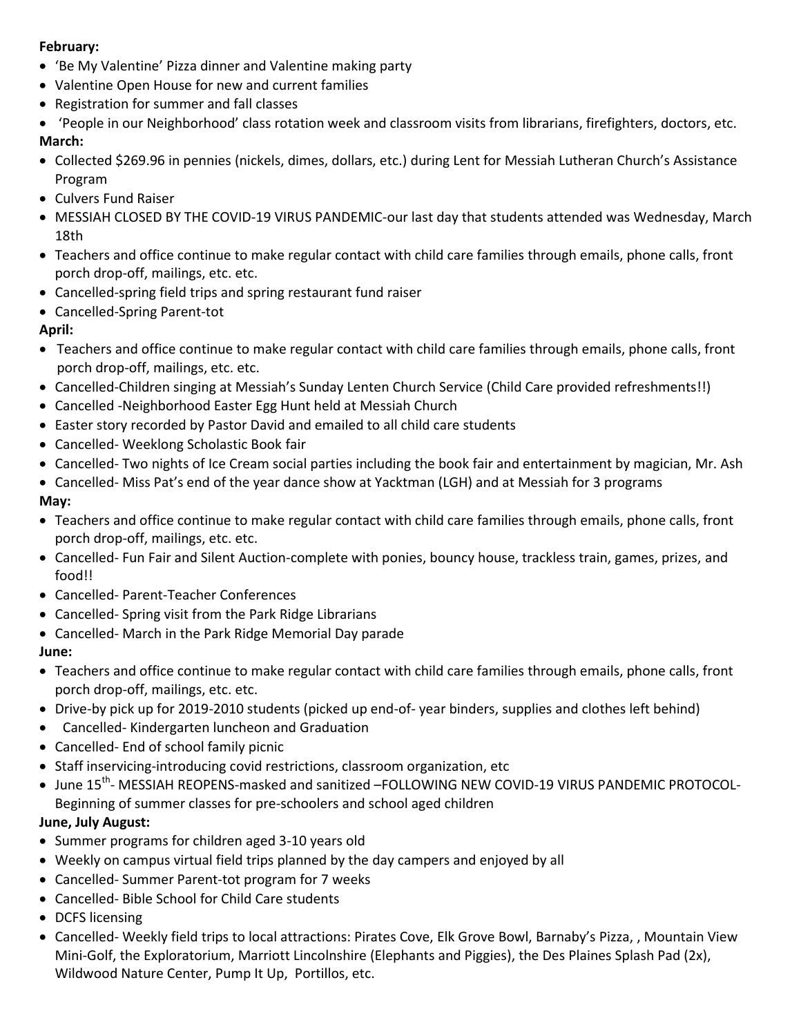**February:**

- 'Be My Valentine' Pizza dinner and Valentine making party
- Valentine Open House for new and current families
- Registration for summer and fall classes
- 'People in our Neighborhood' class rotation week and classroom visits from librarians, firefighters, doctors, etc.

**March:**

- Collected $269.96 in pennies (nickels, dimes, dollars, etc.) during Lent for Messiah Lutheran Church's Assistance Program
- Culvers Fund Raiser
- MESSIAH CLOSED BY THE COVID-19 VIRUS PANDEMIC-our last day that students attended was Wednesday, March 18th
- Teachers and office continue to make regular contact with child care families through emails, phone calls, front porch drop-off, mailings, etc. etc.
- Cancelled-spring field trips and spring restaurant fund raiser
- Cancelled-Spring Parent-tot

**April:**

- Teachers and office continue to make regular contact with child care families through emails, phone calls, front porch drop-off, mailings, etc. etc.
- Cancelled-Children singing at Messiah's Sunday Lenten Church Service (Child Care provided refreshments!!)
- Cancelled -Neighborhood Easter Egg Hunt held at Messiah Church
- Easter story recorded by Pastor David and emailed to all child care students
- Cancelled- Weeklong Scholastic Book fair
- Cancelled- Two nights of Ice Cream social parties including the book fair and entertainment by magician, Mr. Ash
- Cancelled- Miss Pat's end of the year dance show at Yacktman (LGH) and at Messiah for 3 programs

**May:**

- Teachers and office continue to make regular contact with child care families through emails, phone calls, front porch drop-off, mailings, etc. etc.
- Cancelled- Fun Fair and Silent Auction-complete with ponies, bouncy house, trackless train, games, prizes, and food!!
- Cancelled- Parent-Teacher Conferences
- Cancelled- Spring visit from the Park Ridge Librarians
- Cancelled- March in the Park Ridge Memorial Day parade

**June:**

- Teachers and office continue to make regular contact with child care families through emails, phone calls, front porch drop-off, mailings, etc. etc.
- Drive-by pick up for 2019-2010 students (picked up end-of- year binders, supplies and clothes left behind)
- Cancelled- Kindergarten luncheon and Graduation
- Cancelled- End of school family picnic
- Staff inservicing-introducing covid restrictions, classroom organization, etc
- June 15th- MESSIAH REOPENS-masked and sanitized –FOLLOWING NEW COVID-19 VIRUS PANDEMIC PROTOCOL- Beginning of summer classes for pre-schoolers and school aged children

**June, July August:**

- Summer programs for children aged 3-10 years old
- Weekly on campus virtual field trips planned by the day campers and enjoyed by all
- Cancelled- Summer Parent-tot program for 7 weeks
- Cancelled- Bible School for Child Care students
- DCFS licensing
- Cancelled- Weekly field trips to local attractions: Pirates Cove, Elk Grove Bowl, Barnaby's Pizza, , Mountain View Mini-Golf, the Exploratorium, Marriott Lincolnshire (Elephants and Piggies), the Des Plaines Splash Pad (2x), Wildwood Nature Center, Pump It Up, Portillos, etc.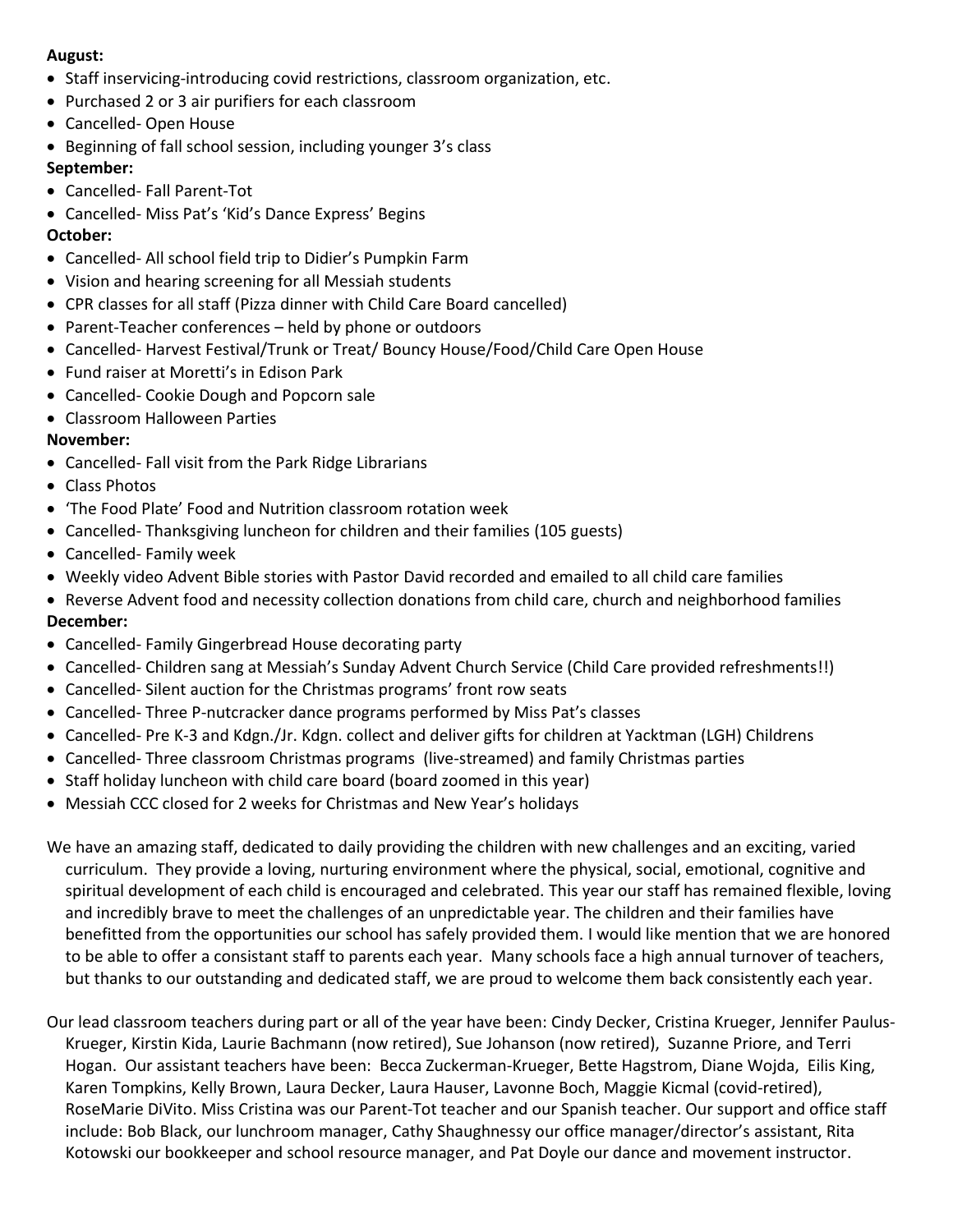**August:**

- Staff inservicing-introducing covid restrictions, classroom organization, etc.
- Purchased 2 or 3 air purifiers for each classroom
- Cancelled- Open House
- Beginning of fall school session, including younger 3's class

**September:**

- Cancelled- Fall Parent-Tot
- Cancelled- Miss Pat's 'Kid's Dance Express' Begins

**October:**

- Cancelled- All school field trip to Didier's Pumpkin Farm
- Vision and hearing screening for all Messiah students
- CPR classes for all staff (Pizza dinner with Child Care Board cancelled)
- Parent-Teacher conferences – held by phone or outdoors
- Cancelled- Harvest Festival/Trunk or Treat/ Bouncy House/Food/Child Care Open House
- Fund raiser at Moretti's in Edison Park
- Cancelled- Cookie Dough and Popcorn sale
- Classroom Halloween Parties

**November:**

- Cancelled- Fall visit from the Park Ridge Librarians
- Class Photos
- 'The Food Plate' Food and Nutrition classroom rotation week
- Cancelled- Thanksgiving luncheon for children and their families (105 guests)
- Cancelled- Family week
- Weekly video Advent Bible stories with Pastor David recorded and emailed to all child care families
- Reverse Advent food and necessity collection donations from child care, church and neighborhood families

**December:**

- Cancelled- Family Gingerbread House decorating party
- Cancelled- Children sang at Messiah's Sunday Advent Church Service (Child Care provided refreshments!!)
- Cancelled- Silent auction for the Christmas programs' front row seats
- Cancelled- Three P-nutcracker dance programs performed by Miss Pat's classes
- Cancelled- Pre K-3 and Kdgn./Jr. Kdgn. collect and deliver gifts for children at Yacktman (LGH) Childrens
- Cancelled- Three classroom Christmas programs (live-streamed) and family Christmas parties
- Staff holiday luncheon with child care board (board zoomed in this year)
- Messiah CCC closed for 2 weeks for Christmas and New Year's holidays

We have an amazing staff, dedicated to daily providing the children with new challenges and an exciting, varied curriculum. They provide a loving, nurturing environment where the physical, social, emotional, cognitive and spiritual development of each child is encouraged and celebrated. This year our staff has remained flexible, loving and incredibly brave to meet the challenges of an unpredictable year. The children and their families have benefitted from the opportunities our school has safely provided them. I would like mention that we are honored to be able to offer a consistant staff to parents each year. Many schools face a high annual turnover of teachers, but thanks to our outstanding and dedicated staff, we are proud to welcome them back consistently each year.

Our lead classroom teachers during part or all of the year have been: Cindy Decker, Cristina Krueger, Jennifer Paulus-Krueger, Kirstin Kida, Laurie Bachmann (now retired), Sue Johanson (now retired), Suzanne Priore, and Terri Hogan. Our assistant teachers have been: Becca Zuckerman-Krueger, Bette Hagstrom, Diane Wojda, Eilis King, Karen Tompkins, Kelly Brown, Laura Decker, Laura Hauser, Lavonne Boch, Maggie Kicmal (covid-retired), RoseMarie DiVito. Miss Cristina was our Parent-Tot teacher and our Spanish teacher. Our support and office staff include: Bob Black, our lunchroom manager, Cathy Shaughnessy our office manager/director's assistant, Rita Kotowski our bookkeeper and school resource manager, and Pat Doyle our dance and movement instructor.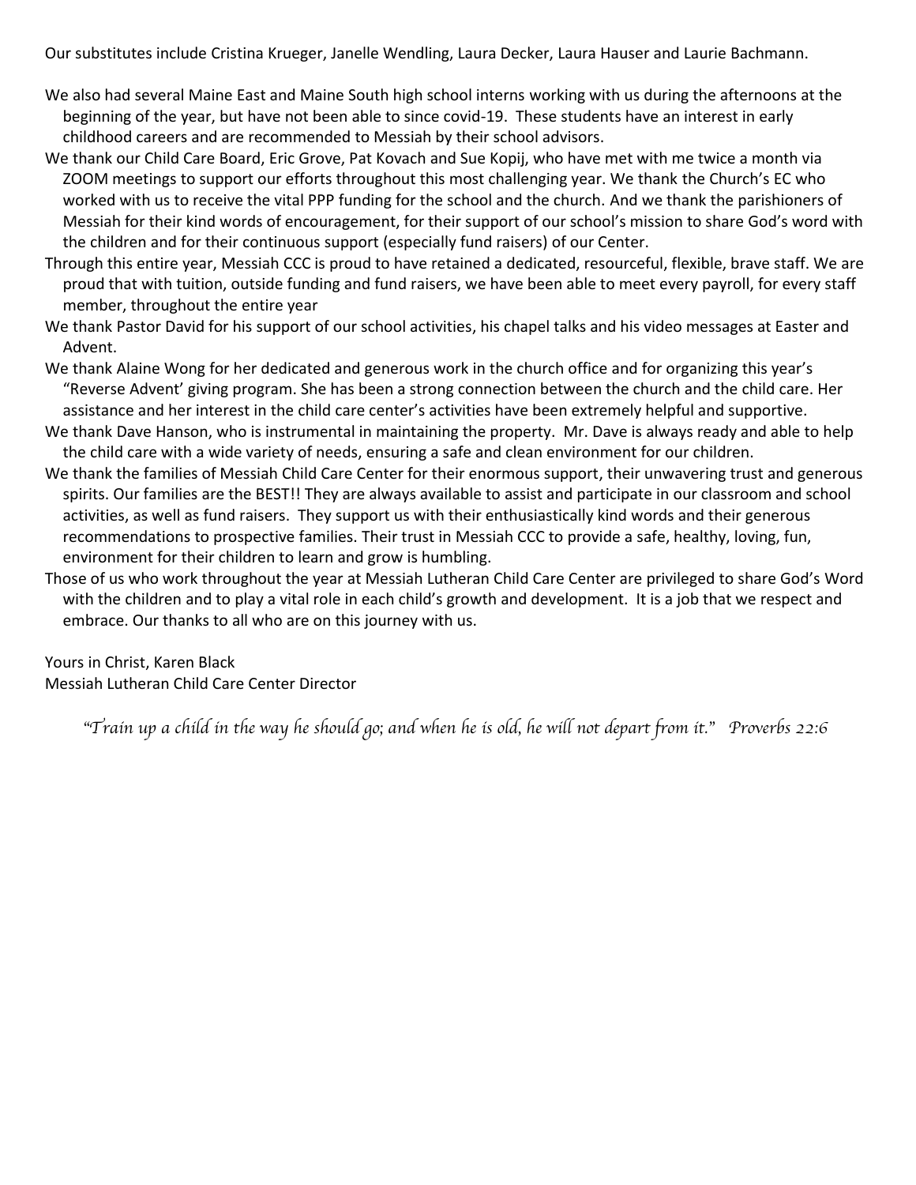Our substitutes include Cristina Krueger, Janelle Wendling, Laura Decker, Laura Hauser and Laurie Bachmann.

We also had several Maine East and Maine South high school interns working with us during the afternoons at the beginning of the year, but have not been able to since covid-19. These students have an interest in early childhood careers and are recommended to Messiah by their school advisors.

We thank our Child Care Board, Eric Grove, Pat Kovach and Sue Kopij, who have met with me twice a month via ZOOM meetings to support our efforts throughout this most challenging year. We thank the Church's EC who worked with us to receive the vital PPP funding for the school and the church. And we thank the parishioners of Messiah for their kind words of encouragement, for their support of our school's mission to share God's word with the children and for their continuous support (especially fund raisers) of our Center.

Through this entire year, Messiah CCC is proud to have retained a dedicated, resourceful, flexible, brave staff. We are proud that with tuition, outside funding and fund raisers, we have been able to meet every payroll, for every staff member, throughout the entire year

We thank Pastor David for his support of our school activities, his chapel talks and his video messages at Easter and Advent.

We thank Alaine Wong for her dedicated and generous work in the church office and for organizing this year's "Reverse Advent' giving program. She has been a strong connection between the church and the child care. Her assistance and her interest in the child care center's activities have been extremely helpful and supportive.

We thank Dave Hanson, who is instrumental in maintaining the property. Mr. Dave is always ready and able to help the child care with a wide variety of needs, ensuring a safe and clean environment for our children.

We thank the families of Messiah Child Care Center for their enormous support, their unwavering trust and generous spirits. Our families are the BEST!! They are always available to assist and participate in our classroom and school activities, as well as fund raisers. They support us with their enthusiastically kind words and their generous recommendations to prospective families. Their trust in Messiah CCC to provide a safe, healthy, loving, fun, environment for their children to learn and grow is humbling.

Those of us who work throughout the year at Messiah Lutheran Child Care Center are privileged to share God's Word with the children and to play a vital role in each child's growth and development. It is a job that we respect and embrace. Our thanks to all who are on this journey with us.

Yours in Christ, Karen Black
Messiah Lutheran Child Care Center Director

*"Train up a child in the way he should go; and when he is old, he will not depart from it." Proverbs 22:6*